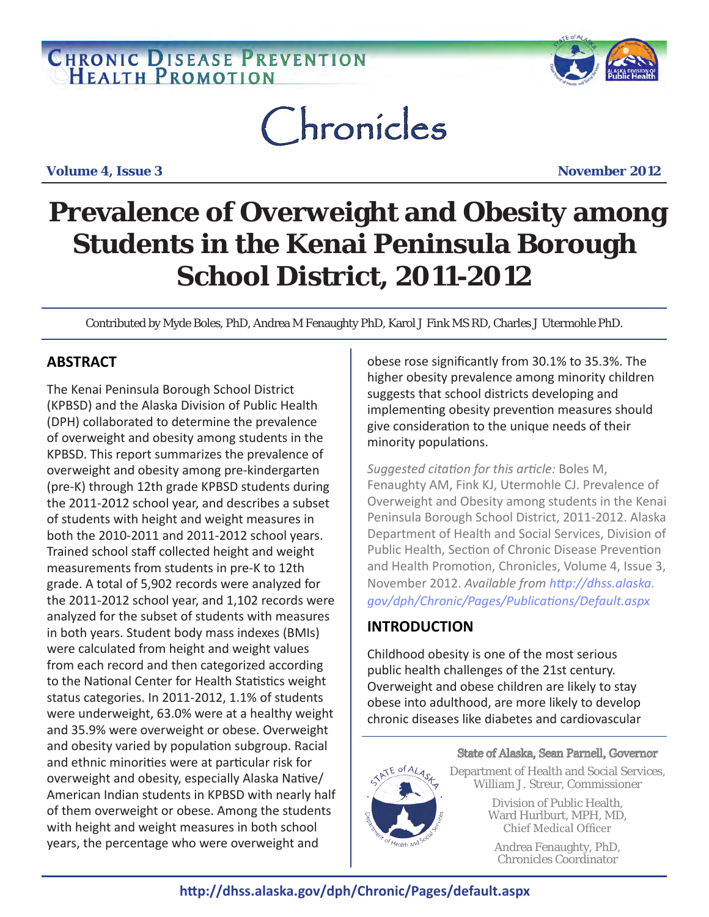# Chronicles

**Volume 4, Issue 3** **November 2012**

# Prevalence of Overweight and Obesity among Students in the Kenai Peninsula Borough School District, 2011-2012

Contributed by Myde Boles, PhD, Andrea M Fenaughty PhD, Karol J Fink MS RD, Charles J Utermohle PhD.

## ABSTRACT

The Kenai Peninsula Borough School District (KPBSD) and the Alaska Division of Public Health (DPH) collaborated to determine the prevalence of overweight and obesity among students in the KPBSD. This report summarizes the prevalence of overweight and obesity among pre-kindergarten (pre-K) through 12th grade KPBSD students during the 2011-2012 school year, and describes a subset of students with height and weight measures in both the 2010-2011 and 2011-2012 school years. Trained school staff collected height and weight measurements from students in pre-K to 12th grade. A total of 5,902 records were analyzed for the 2011-2012 school year, and 1,102 records were analyzed for the subset of students with measures in both years. Student body mass indexes (BMIs) were calculated from height and weight values from each record and then categorized according to the National Center for Health Statistics weight status categories. In 2011-2012, 1.1% of students were underweight, 63.0% were at a healthy weight and 35.9% were overweight or obese. Overweight and obesity varied by population subgroup. Racial and ethnic minorities were at particular risk for overweight and obesity, especially Alaska Native/American Indian students in KPBSD with nearly half of them overweight or obese. Among the students with height and weight measures in both school years, the percentage who were overweight and obese rose significantly from 30.1% to 35.3%. The higher obesity prevalence among minority children suggests that school districts developing and implementing obesity prevention measures should give consideration to the unique needs of their minority populations.

*Suggested citation for this article:* Boles M, Fenaughty AM, Fink KJ, Utermohle CJ. Prevalence of Overweight and Obesity among students in the Kenai Peninsula Borough School District, 2011-2012. Alaska Department of Health and Social Services, Division of Public Health, Section of Chronic Disease Prevention and Health Promotion, Chronicles, Volume 4, Issue 3, November 2012. *Available from http://dhss.alaska.gov/dph/Chronic/Pages/Publications/Default.aspx*

## INTRODUCTION

Childhood obesity is one of the most serious public health challenges of the 21st century. Overweight and obese children are likely to stay obese into adulthood, are more likely to develop chronic diseases like diabetes and cardiovascular

State of Alaska, Sean Parnell, Governor

Department of Health and Social Services, William J. Streur, Commissioner

Division of Public Health, Ward Hurlburt, MPH, MD, Chief Medical Officer

Andrea Fenaughty, PhD, Chronicles Coordinator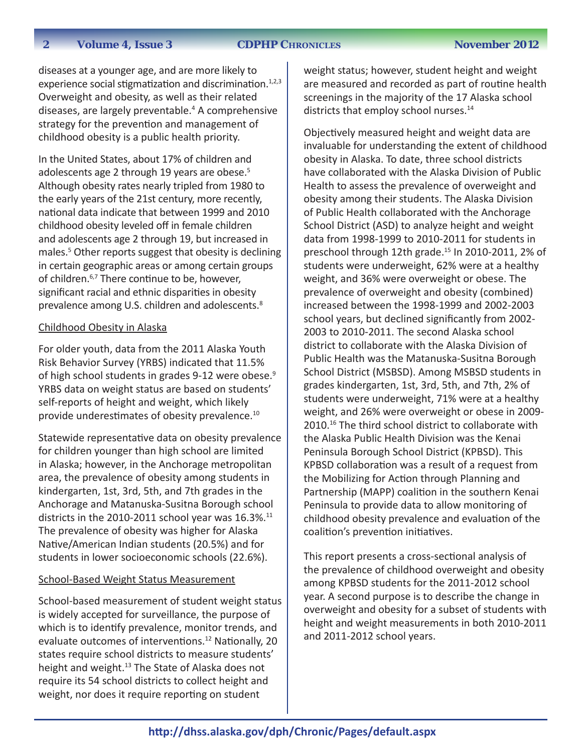diseases at a younger age, and are more likely to experience social stigmatization and discrimination.[1,2,3] Overweight and obesity, as well as their related diseases, are largely preventable.[4] A comprehensive strategy for the prevention and management of childhood obesity is a public health priority.

In the United States, about 17% of children and adolescents age 2 through 19 years are obese.[5] Although obesity rates nearly tripled from 1980 to the early years of the 21st century, more recently, national data indicate that between 1999 and 2010 childhood obesity leveled off in female children and adolescents age 2 through 19, but increased in males.[5] Other reports suggest that obesity is declining in certain geographic areas or among certain groups of children.[6,7] There continue to be, however, significant racial and ethnic disparities in obesity prevalence among U.S. children and adolescents.[8]

## Childhood Obesity in Alaska

For older youth, data from the 2011 Alaska Youth Risk Behavior Survey (YRBS) indicated that 11.5% of high school students in grades 9-12 were obese.[9] YRBS data on weight status are based on students' self-reports of height and weight, which likely provide underestimates of obesity prevalence.[10]

Statewide representative data on obesity prevalence for children younger than high school are limited in Alaska; however, in the Anchorage metropolitan area, the prevalence of obesity among students in kindergarten, 1st, 3rd, 5th, and 7th grades in the Anchorage and Matanuska-Susitna Borough school districts in the 2010-2011 school year was 16.3%.[11] The prevalence of obesity was higher for Alaska Native/American Indian students (20.5%) and for students in lower socioeconomic schools (22.6%).

## School-Based Weight Status Measurement

School-based measurement of student weight status is widely accepted for surveillance, the purpose of which is to identify prevalence, monitor trends, and evaluate outcomes of interventions.[12] Nationally, 20 states require school districts to measure students' height and weight.[13] The State of Alaska does not require its 54 school districts to collect height and weight, nor does it require reporting on student weight status; however, student height and weight are measured and recorded as part of routine health screenings in the majority of the 17 Alaska school districts that employ school nurses.[14]

Objectively measured height and weight data are invaluable for understanding the extent of childhood obesity in Alaska. To date, three school districts have collaborated with the Alaska Division of Public Health to assess the prevalence of overweight and obesity among their students. The Alaska Division of Public Health collaborated with the Anchorage School District (ASD) to analyze height and weight data from 1998-1999 to 2010-2011 for students in preschool through 12th grade.[15] In 2010-2011, 2% of students were underweight, 62% were at a healthy weight, and 36% were overweight or obese. The prevalence of overweight and obesity (combined) increased between the 1998-1999 and 2002-2003 school years, but declined significantly from 2002-2003 to 2010-2011. The second Alaska school district to collaborate with the Alaska Division of Public Health was the Matanuska-Susitna Borough School District (MSBSD). Among MSBSD students in grades kindergarten, 1st, 3rd, 5th, and 7th, 2% of students were underweight, 71% were at a healthy weight, and 26% were overweight or obese in 2009-2010.[16] The third school district to collaborate with the Alaska Public Health Division was the Kenai Peninsula Borough School District (KPBSD). This KPBSD collaboration was a result of a request from the Mobilizing for Action through Planning and Partnership (MAPP) coalition in the southern Kenai Peninsula to provide data to allow monitoring of childhood obesity prevalence and evaluation of the coalition's prevention initiatives.

This report presents a cross-sectional analysis of the prevalence of childhood overweight and obesity among KPBSD students for the 2011-2012 school year. A second purpose is to describe the change in overweight and obesity for a subset of students with height and weight measurements in both 2010-2011 and 2011-2012 school years.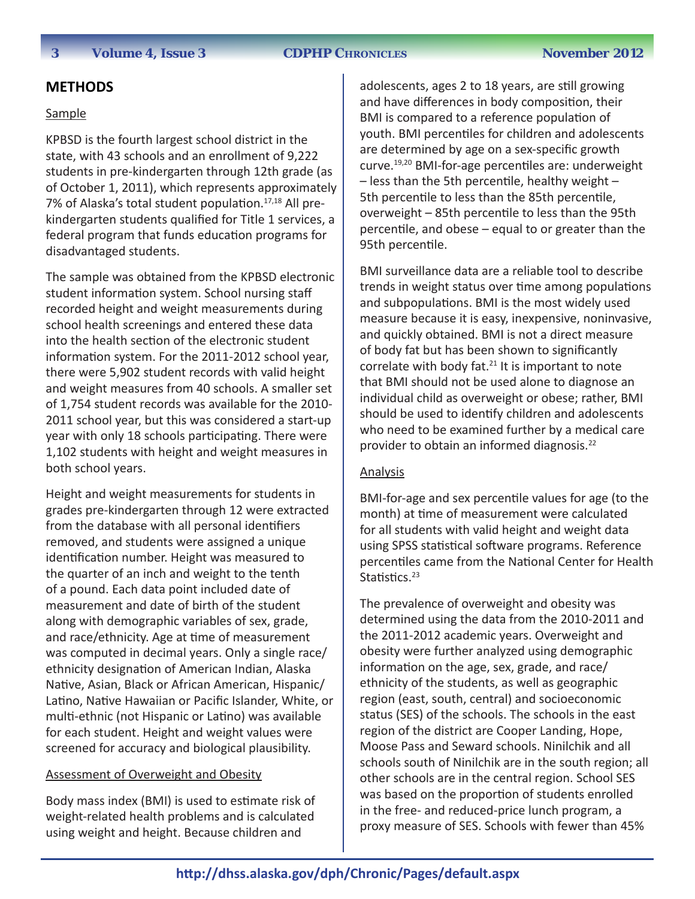## METHODS

Sample

KPBSD is the fourth largest school district in the state, with 43 schools and an enrollment of 9,222 students in pre-kindergarten through 12th grade (as of October 1, 2011), which represents approximately 7% of Alaska's total student population.[17,18] All pre-kindergarten students qualified for Title 1 services, a federal program that funds education programs for disadvantaged students.

The sample was obtained from the KPBSD electronic student information system. School nursing staff recorded height and weight measurements during school health screenings and entered these data into the health section of the electronic student information system. For the 2011-2012 school year, there were 5,902 student records with valid height and weight measures from 40 schools. A smaller set of 1,754 student records was available for the 2010-2011 school year, but this was considered a start-up year with only 18 schools participating. There were 1,102 students with height and weight measures in both school years.

Height and weight measurements for students in grades pre-kindergarten through 12 were extracted from the database with all personal identifiers removed, and students were assigned a unique identification number. Height was measured to the quarter of an inch and weight to the tenth of a pound. Each data point included date of measurement and date of birth of the student along with demographic variables of sex, grade, and race/ethnicity. Age at time of measurement was computed in decimal years. Only a single race/ethnicity designation of American Indian, Alaska Native, Asian, Black or African American, Hispanic/Latino, Native Hawaiian or Pacific Islander, White, or multi-ethnic (not Hispanic or Latino) was available for each student. Height and weight values were screened for accuracy and biological plausibility.

Assessment of Overweight and Obesity

Body mass index (BMI) is used to estimate risk of weight-related health problems and is calculated using weight and height. Because children and adolescents, ages 2 to 18 years, are still growing and have differences in body composition, their BMI is compared to a reference population of youth. BMI percentiles for children and adolescents are determined by age on a sex-specific growth curve.[19,20] BMI-for-age percentiles are: underweight – less than the 5th percentile, healthy weight – 5th percentile to less than the 85th percentile, overweight – 85th percentile to less than the 95th percentile, and obese – equal to or greater than the 95th percentile.

BMI surveillance data are a reliable tool to describe trends in weight status over time among populations and subpopulations. BMI is the most widely used measure because it is easy, inexpensive, noninvasive, and quickly obtained. BMI is not a direct measure of body fat but has been shown to significantly correlate with body fat.[21] It is important to note that BMI should not be used alone to diagnose an individual child as overweight or obese; rather, BMI should be used to identify children and adolescents who need to be examined further by a medical care provider to obtain an informed diagnosis.[22]

Analysis

BMI-for-age and sex percentile values for age (to the month) at time of measurement were calculated for all students with valid height and weight data using SPSS statistical software programs. Reference percentiles came from the National Center for Health Statistics.[23]

The prevalence of overweight and obesity was determined using the data from the 2010-2011 and the 2011-2012 academic years. Overweight and obesity were further analyzed using demographic information on the age, sex, grade, and race/ethnicity of the students, as well as geographic region (east, south, central) and socioeconomic status (SES) of the schools. The schools in the east region of the district are Cooper Landing, Hope, Moose Pass and Seward schools. Ninilchik and all schools south of Ninilchik are in the south region; all other schools are in the central region. School SES was based on the proportion of students enrolled in the free- and reduced-price lunch program, a proxy measure of SES. Schools with fewer than 45%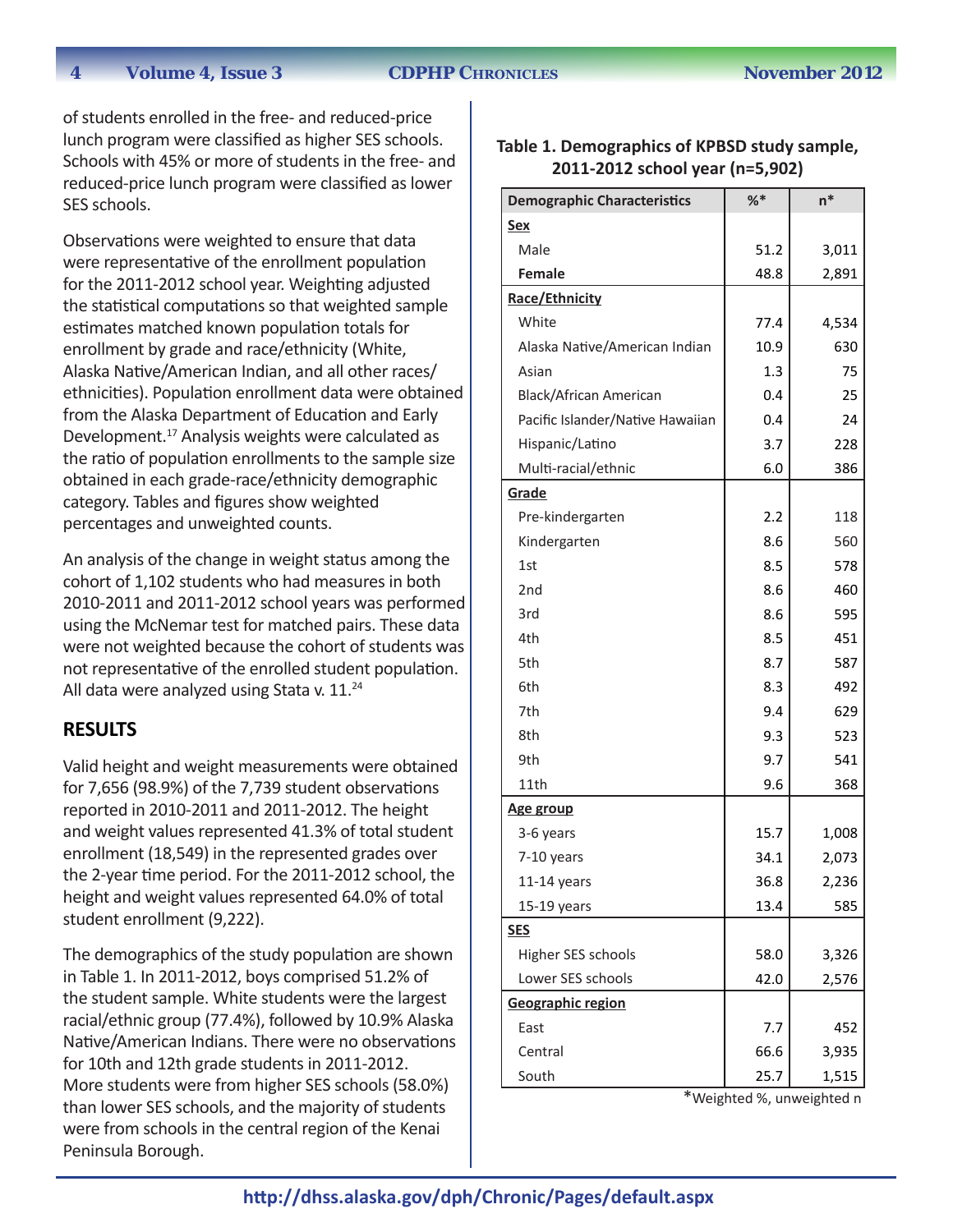of students enrolled in the free- and reduced-price lunch program were classified as higher SES schools. Schools with 45% or more of students in the free- and reduced-price lunch program were classified as lower SES schools.

Observations were weighted to ensure that data were representative of the enrollment population for the 2011-2012 school year. Weighting adjusted the statistical computations so that weighted sample estimates matched known population totals for enrollment by grade and race/ethnicity (White, Alaska Native/American Indian, and all other races/ethnicities). Population enrollment data were obtained from the Alaska Department of Education and Early Development.[17] Analysis weights were calculated as the ratio of population enrollments to the sample size obtained in each grade-race/ethnicity demographic category. Tables and figures show weighted percentages and unweighted counts.

An analysis of the change in weight status among the cohort of 1,102 students who had measures in both 2010-2011 and 2011-2012 school years was performed using the McNemar test for matched pairs. These data were not weighted because the cohort of students was not representative of the enrolled student population. All data were analyzed using Stata v. 11.[24]

## RESULTS

Valid height and weight measurements were obtained for 7,656 (98.9%) of the 7,739 student observations reported in 2010-2011 and 2011-2012. The height and weight values represented 41.3% of total student enrollment (18,549) in the represented grades over the 2-year time period. For the 2011-2012 school, the height and weight values represented 64.0% of total student enrollment (9,222).

The demographics of the study population are shown in Table 1. In 2011-2012, boys comprised 51.2% of the student sample. White students were the largest racial/ethnic group (77.4%), followed by 10.9% Alaska Native/American Indians. There were no observations for 10th and 12th grade students in 2011-2012. More students were from higher SES schools (58.0%) than lower SES schools, and the majority of students were from schools in the central region of the Kenai Peninsula Borough.

**Table 1. Demographics of KPBSD study sample, 2011-2012 school year (n=5,902)**

| Demographic Characteristics | %* | n* |
|---|---|---|
| **Sex** | | |
| Male | 51.2 | 3,011 |
| Female | 48.8 | 2,891 |
| **Race/Ethnicity** | | |
| White | 77.4 | 4,534 |
| Alaska Native/American Indian | 10.9 | 630 |
| Asian | 1.3 | 75 |
| Black/African American | 0.4 | 25 |
| Pacific Islander/Native Hawaiian | 0.4 | 24 |
| Hispanic/Latino | 3.7 | 228 |
| Multi-racial/ethnic | 6.0 | 386 |
| **Grade** | | |
| Pre-kindergarten | 2.2 | 118 |
| Kindergarten | 8.6 | 560 |
| 1st | 8.5 | 578 |
| 2nd | 8.6 | 460 |
| 3rd | 8.6 | 595 |
| 4th | 8.5 | 451 |
| 5th | 8.7 | 587 |
| 6th | 8.3 | 492 |
| 7th | 9.4 | 629 |
| 8th | 9.3 | 523 |
| 9th | 9.7 | 541 |
| 11th | 9.6 | 368 |
| **Age group** | | |
| 3-6 years | 15.7 | 1,008 |
| 7-10 years | 34.1 | 2,073 |
| 11-14 years | 36.8 | 2,236 |
| 15-19 years | 13.4 | 585 |
| **SES** | | |
| Higher SES schools | 58.0 | 3,326 |
| Lower SES schools | 42.0 | 2,576 |
| **Geographic region** | | |
| East | 7.7 | 452 |
| Central | 66.6 | 3,935 |
| South | 25.7 | 1,515 |

*Weighted %, unweighted n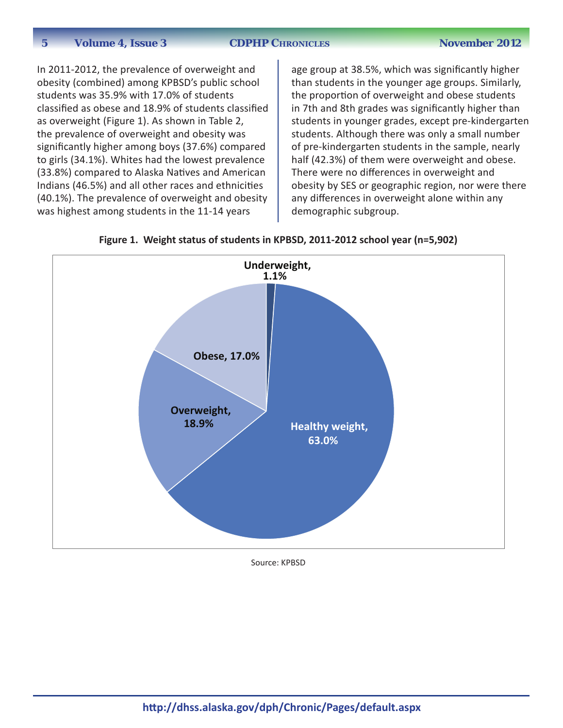In 2011-2012, the prevalence of overweight and obesity (combined) among KPBSD's public school students was 35.9% with 17.0% of students classified as obese and 18.9% of students classified as overweight (Figure 1). As shown in Table 2, the prevalence of overweight and obesity was significantly higher among boys (37.6%) compared to girls (34.1%). Whites had the lowest prevalence (33.8%) compared to Alaska Natives and American Indians (46.5%) and all other races and ethnicities (40.1%). The prevalence of overweight and obesity was highest among students in the 11-14 years age group at 38.5%, which was significantly higher than students in the younger age groups. Similarly, the proportion of overweight and obese students in 7th and 8th grades was significantly higher than students in younger grades, except pre-kindergarten students. Although there was only a small number of pre-kindergarten students in the sample, nearly half (42.3%) of them were overweight and obese. There were no differences in overweight and obesity by SES or geographic region, nor were there any differences in overweight alone within any demographic subgroup.

**Figure 1. Weight status of students in KPBSD, 2011-2012 school year (n=5,902)**

| Weight status | Percent |
|---|---|
| Underweight | 1.1% |
| Healthy weight | 63.0% |
| Overweight | 18.9% |
| Obese | 17.0% |

Source: KPBSD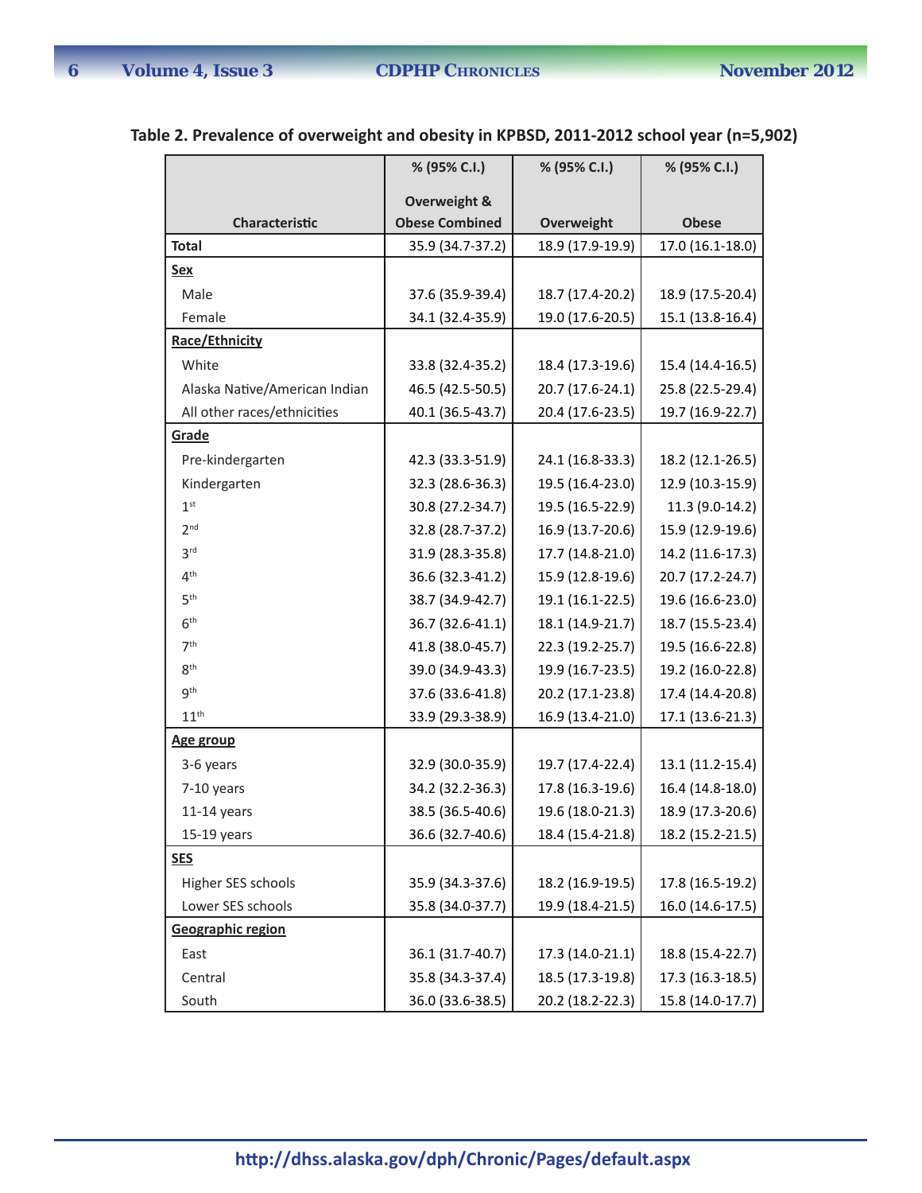**Table 2. Prevalence of overweight and obesity in KPBSD, 2011-2012 school year (n=5,902)**

| Characteristic | % (95% C.I.) Overweight & Obese Combined | % (95% C.I.) Overweight | % (95% C.I.) Obese |
|---|---|---|---|
| **Total** | 35.9 (34.7-37.2) | 18.9 (17.9-19.9) | 17.0 (16.1-18.0) |
| **Sex** | | | |
| Male | 37.6 (35.9-39.4) | 18.7 (17.4-20.2) | 18.9 (17.5-20.4) |
| Female | 34.1 (32.4-35.9) | 19.0 (17.6-20.5) | 15.1 (13.8-16.4) |
| **Race/Ethnicity** | | | |
| White | 33.8 (32.4-35.2) | 18.4 (17.3-19.6) | 15.4 (14.4-16.5) |
| Alaska Native/American Indian | 46.5 (42.5-50.5) | 20.7 (17.6-24.1) | 25.8 (22.5-29.4) |
| All other races/ethnicities | 40.1 (36.5-43.7) | 20.4 (17.6-23.5) | 19.7 (16.9-22.7) |
| **Grade** | | | |
| Pre-kindergarten | 42.3 (33.3-51.9) | 24.1 (16.8-33.3) | 18.2 (12.1-26.5) |
| Kindergarten | 32.3 (28.6-36.3) | 19.5 (16.4-23.0) | 12.9 (10.3-15.9) |
| 1st | 30.8 (27.2-34.7) | 19.5 (16.5-22.9) | 11.3 (9.0-14.2) |
| 2nd | 32.8 (28.7-37.2) | 16.9 (13.7-20.6) | 15.9 (12.9-19.6) |
| 3rd | 31.9 (28.3-35.8) | 17.7 (14.8-21.0) | 14.2 (11.6-17.3) |
| 4th | 36.6 (32.3-41.2) | 15.9 (12.8-19.6) | 20.7 (17.2-24.7) |
| 5th | 38.7 (34.9-42.7) | 19.1 (16.1-22.5) | 19.6 (16.6-23.0) |
| 6th | 36.7 (32.6-41.1) | 18.1 (14.9-21.7) | 18.7 (15.5-23.4) |
| 7th | 41.8 (38.0-45.7) | 22.3 (19.2-25.7) | 19.5 (16.6-22.8) |
| 8th | 39.0 (34.9-43.3) | 19.9 (16.7-23.5) | 19.2 (16.0-22.8) |
| 9th | 37.6 (33.6-41.8) | 20.2 (17.1-23.8) | 17.4 (14.4-20.8) |
| 11th | 33.9 (29.3-38.9) | 16.9 (13.4-21.0) | 17.1 (13.6-21.3) |
| **Age group** | | | |
| 3-6 years | 32.9 (30.0-35.9) | 19.7 (17.4-22.4) | 13.1 (11.2-15.4) |
| 7-10 years | 34.2 (32.2-36.3) | 17.8 (16.3-19.6) | 16.4 (14.8-18.0) |
| 11-14 years | 38.5 (36.5-40.6) | 19.6 (18.0-21.3) | 18.9 (17.3-20.6) |
| 15-19 years | 36.6 (32.7-40.6) | 18.4 (15.4-21.8) | 18.2 (15.2-21.5) |
| **SES** | | | |
| Higher SES schools | 35.9 (34.3-37.6) | 18.2 (16.9-19.5) | 17.8 (16.5-19.2) |
| Lower SES schools | 35.8 (34.0-37.7) | 19.9 (18.4-21.5) | 16.0 (14.6-17.5) |
| **Geographic region** | | | |
| East | 36.1 (31.7-40.7) | 17.3 (14.0-21.1) | 18.8 (15.4-22.7) |
| Central | 35.8 (34.3-37.4) | 18.5 (17.3-19.8) | 17.3 (16.3-18.5) |
| South | 36.0 (33.6-38.5) | 20.2 (18.2-22.3) | 15.8 (14.0-17.7) |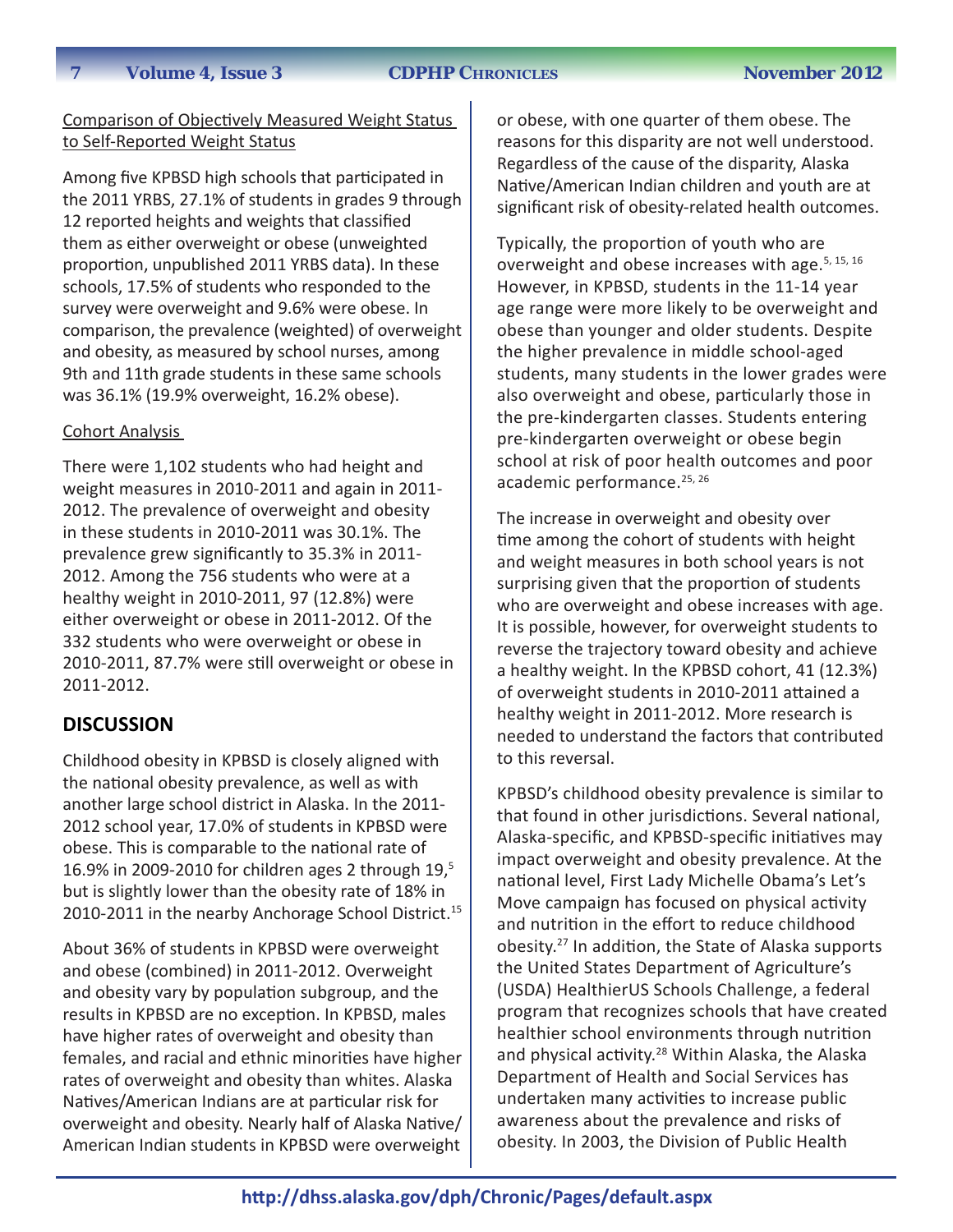Comparison of Objectively Measured Weight Status to Self-Reported Weight Status

Among five KPBSD high schools that participated in the 2011 YRBS, 27.1% of students in grades 9 through 12 reported heights and weights that classified them as either overweight or obese (unweighted proportion, unpublished 2011 YRBS data). In these schools, 17.5% of students who responded to the survey were overweight and 9.6% were obese. In comparison, the prevalence (weighted) of overweight and obesity, as measured by school nurses, among 9th and 11th grade students in these same schools was 36.1% (19.9% overweight, 16.2% obese).

Cohort Analysis

There were 1,102 students who had height and weight measures in 2010-2011 and again in 2011-2012. The prevalence of overweight and obesity in these students in 2010-2011 was 30.1%. The prevalence grew significantly to 35.3% in 2011-2012. Among the 756 students who were at a healthy weight in 2010-2011, 97 (12.8%) were either overweight or obese in 2011-2012. Of the 332 students who were overweight or obese in 2010-2011, 87.7% were still overweight or obese in 2011-2012.

## DISCUSSION

Childhood obesity in KPBSD is closely aligned with the national obesity prevalence, as well as with another large school district in Alaska. In the 2011-2012 school year, 17.0% of students in KPBSD were obese. This is comparable to the national rate of 16.9% in 2009-2010 for children ages 2 through 19,[5] but is slightly lower than the obesity rate of 18% in 2010-2011 in the nearby Anchorage School District.[15]

About 36% of students in KPBSD were overweight and obese (combined) in 2011-2012. Overweight and obesity vary by population subgroup, and the results in KPBSD are no exception. In KPBSD, males have higher rates of overweight and obesity than females, and racial and ethnic minorities have higher rates of overweight and obesity than whites. Alaska Natives/American Indians are at particular risk for overweight and obesity. Nearly half of Alaska Native/American Indian students in KPBSD were overweight or obese, with one quarter of them obese. The reasons for this disparity are not well understood. Regardless of the cause of the disparity, Alaska Native/American Indian children and youth are at significant risk of obesity-related health outcomes.

Typically, the proportion of youth who are overweight and obese increases with age.[5, 15, 16] However, in KPBSD, students in the 11-14 year age range were more likely to be overweight and obese than younger and older students. Despite the higher prevalence in middle school-aged students, many students in the lower grades were also overweight and obese, particularly those in the pre-kindergarten classes. Students entering pre-kindergarten overweight or obese begin school at risk of poor health outcomes and poor academic performance.[25, 26]

The increase in overweight and obesity over time among the cohort of students with height and weight measures in both school years is not surprising given that the proportion of students who are overweight and obese increases with age. It is possible, however, for overweight students to reverse the trajectory toward obesity and achieve a healthy weight. In the KPBSD cohort, 41 (12.3%) of overweight students in 2010-2011 attained a healthy weight in 2011-2012. More research is needed to understand the factors that contributed to this reversal.

KPBSD's childhood obesity prevalence is similar to that found in other jurisdictions. Several national, Alaska-specific, and KPBSD-specific initiatives may impact overweight and obesity prevalence. At the national level, First Lady Michelle Obama's Let's Move campaign has focused on physical activity and nutrition in the effort to reduce childhood obesity.[27] In addition, the State of Alaska supports the United States Department of Agriculture's (USDA) HealthierUS Schools Challenge, a federal program that recognizes schools that have created healthier school environments through nutrition and physical activity.[28] Within Alaska, the Alaska Department of Health and Social Services has undertaken many activities to increase public awareness about the prevalence and risks of obesity. In 2003, the Division of Public Health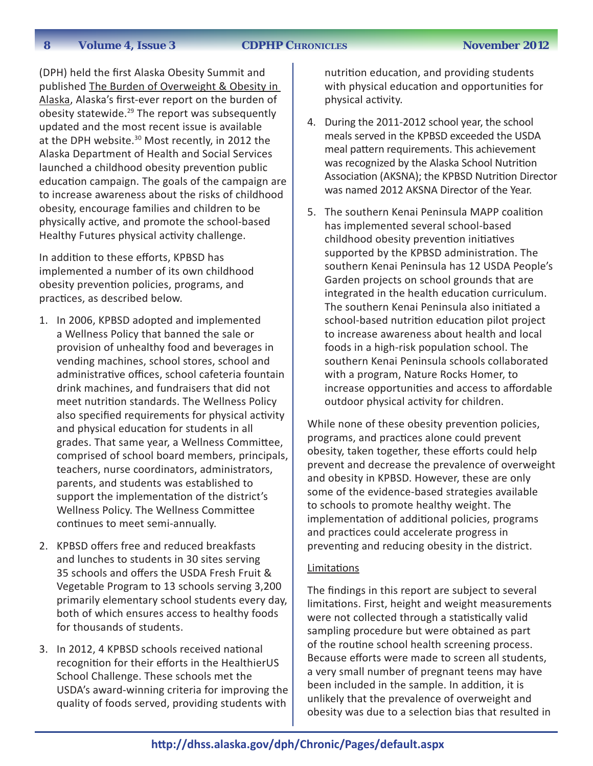(DPH) held the first Alaska Obesity Summit and published The Burden of Overweight & Obesity in Alaska, Alaska's first-ever report on the burden of obesity statewide.[29] The report was subsequently updated and the most recent issue is available at the DPH website.[30] Most recently, in 2012 the Alaska Department of Health and Social Services launched a childhood obesity prevention public education campaign. The goals of the campaign are to increase awareness about the risks of childhood obesity, encourage families and children to be physically active, and promote the school-based Healthy Futures physical activity challenge.

In addition to these efforts, KPBSD has implemented a number of its own childhood obesity prevention policies, programs, and practices, as described below.

1. In 2006, KPBSD adopted and implemented a Wellness Policy that banned the sale or provision of unhealthy food and beverages in vending machines, school stores, school and administrative offices, school cafeteria fountain drink machines, and fundraisers that did not meet nutrition standards. The Wellness Policy also specified requirements for physical activity and physical education for students in all grades. That same year, a Wellness Committee, comprised of school board members, principals, teachers, nurse coordinators, administrators, parents, and students was established to support the implementation of the district's Wellness Policy. The Wellness Committee continues to meet semi-annually.
2. KPBSD offers free and reduced breakfasts and lunches to students in 30 sites serving 35 schools and offers the USDA Fresh Fruit & Vegetable Program to 13 schools serving 3,200 primarily elementary school students every day, both of which ensures access to healthy foods for thousands of students.
3. In 2012, 4 KPBSD schools received national recognition for their efforts in the HealthierUS School Challenge. These schools met the USDA's award-winning criteria for improving the quality of foods served, providing students with nutrition education, and providing students with physical education and opportunities for physical activity.
4. During the 2011-2012 school year, the school meals served in the KPBSD exceeded the USDA meal pattern requirements. This achievement was recognized by the Alaska School Nutrition Association (AKSNA); the KPBSD Nutrition Director was named 2012 AKSNA Director of the Year.
5. The southern Kenai Peninsula MAPP coalition has implemented several school-based childhood obesity prevention initiatives supported by the KPBSD administration. The southern Kenai Peninsula has 12 USDA People's Garden projects on school grounds that are integrated in the health education curriculum. The southern Kenai Peninsula also initiated a school-based nutrition education pilot project to increase awareness about health and local foods in a high-risk population school. The southern Kenai Peninsula schools collaborated with a program, Nature Rocks Homer, to increase opportunities and access to affordable outdoor physical activity for children.

While none of these obesity prevention policies, programs, and practices alone could prevent obesity, taken together, these efforts could help prevent and decrease the prevalence of overweight and obesity in KPBSD. However, these are only some of the evidence-based strategies available to schools to promote healthy weight. The implementation of additional policies, programs and practices could accelerate progress in preventing and reducing obesity in the district.

### Limitations

The findings in this report are subject to several limitations. First, height and weight measurements were not collected through a statistically valid sampling procedure but were obtained as part of the routine school health screening process. Because efforts were made to screen all students, a very small number of pregnant teens may have been included in the sample. In addition, it is unlikely that the prevalence of overweight and obesity was due to a selection bias that resulted in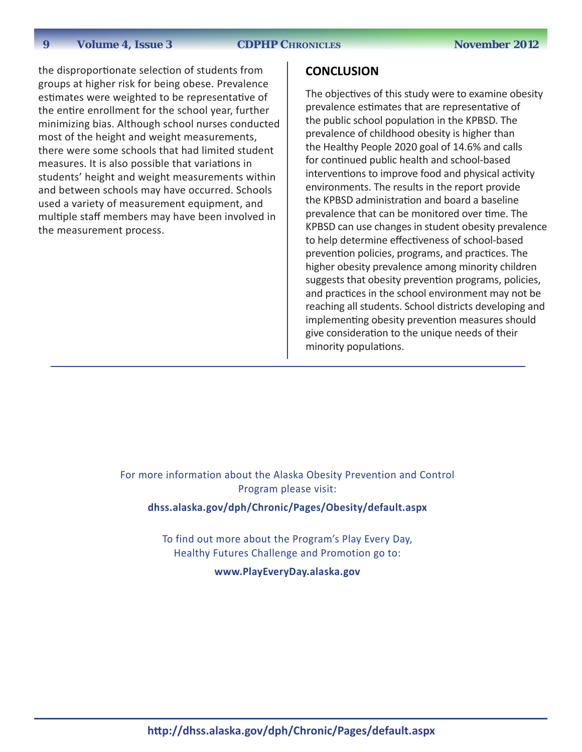the disproportionate selection of students from groups at higher risk for being obese. Prevalence estimates were weighted to be representative of the entire enrollment for the school year, further minimizing bias. Although school nurses conducted most of the height and weight measurements, there were some schools that had limited student measures. It is also possible that variations in students' height and weight measurements within and between schools may have occurred. Schools used a variety of measurement equipment, and multiple staff members may have been involved in the measurement process.

## CONCLUSION

The objectives of this study were to examine obesity prevalence estimates that are representative of the public school population in the KPBSD. The prevalence of childhood obesity is higher than the Healthy People 2020 goal of 14.6% and calls for continued public health and school-based interventions to improve food and physical activity environments. The results in the report provide the KPBSD administration and board a baseline prevalence that can be monitored over time. The KPBSD can use changes in student obesity prevalence to help determine effectiveness of school-based prevention policies, programs, and practices. The higher obesity prevalence among minority children suggests that obesity prevention programs, policies, and practices in the school environment may not be reaching all students. School districts developing and implementing obesity prevention measures should give consideration to the unique needs of their minority populations.

---

For more information about the Alaska Obesity Prevention and Control Program please visit:

**dhss.alaska.gov/dph/Chronic/Pages/Obesity/default.aspx**

To find out more about the Program's Play Every Day, Healthy Futures Challenge and Promotion go to:

**www.PlayEveryDay.alaska.gov**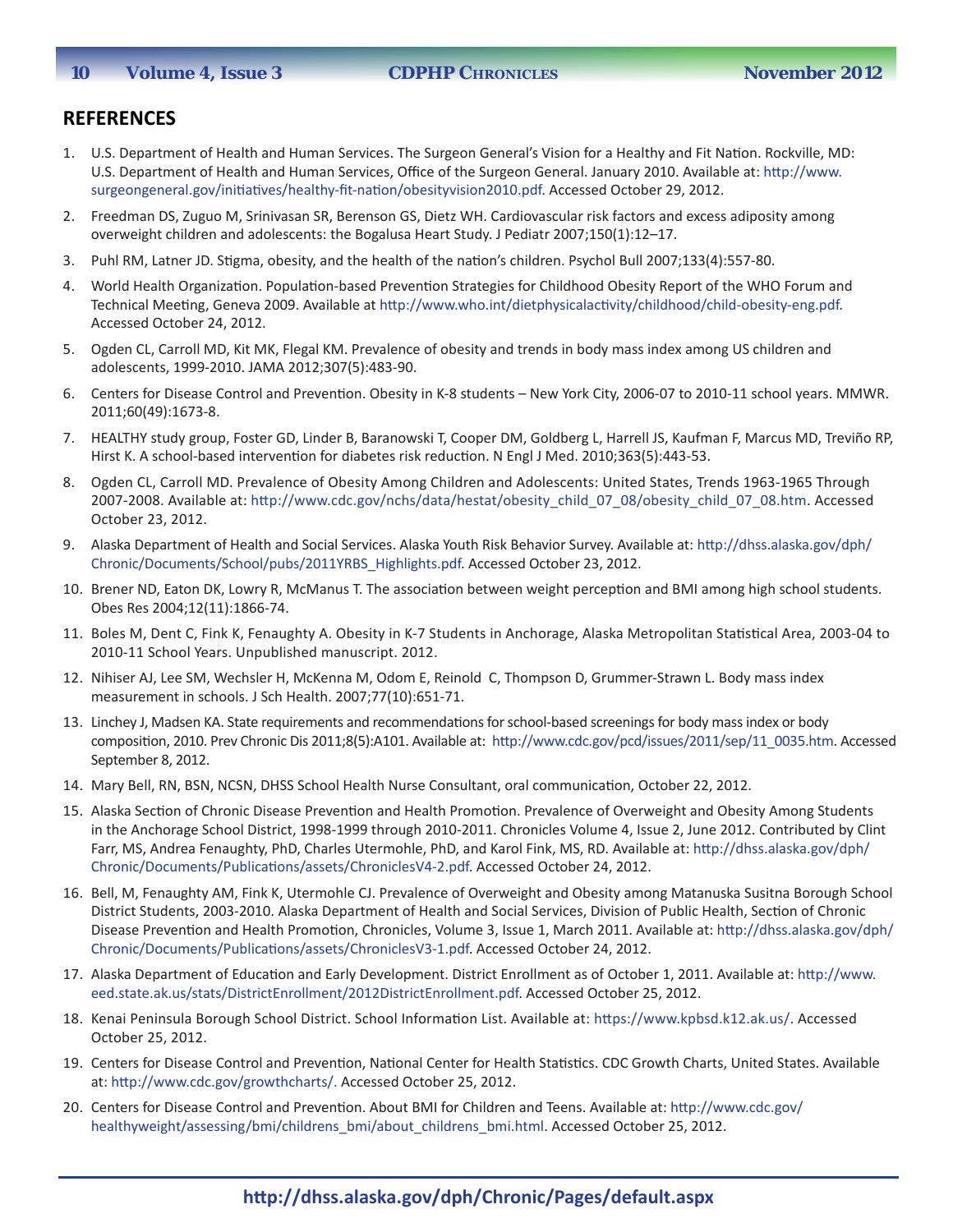## REFERENCES

1. U.S. Department of Health and Human Services. The Surgeon General's Vision for a Healthy and Fit Nation. Rockville, MD: U.S. Department of Health and Human Services, Office of the Surgeon General. January 2010. Available at: http://www.surgeongeneral.gov/initiatives/healthy-fit-nation/obesityvision2010.pdf. Accessed October 29, 2012.
2. Freedman DS, Zuguo M, Srinivasan SR, Berenson GS, Dietz WH. Cardiovascular risk factors and excess adiposity among overweight children and adolescents: the Bogalusa Heart Study. J Pediatr 2007;150(1):12–17.
3. Puhl RM, Latner JD. Stigma, obesity, and the health of the nation's children. Psychol Bull 2007;133(4):557-80.
4. World Health Organization. Population-based Prevention Strategies for Childhood Obesity Report of the WHO Forum and Technical Meeting, Geneva 2009. Available at http://www.who.int/dietphysicalactivity/childhood/child-obesity-eng.pdf. Accessed October 24, 2012.
5. Ogden CL, Carroll MD, Kit MK, Flegal KM. Prevalence of obesity and trends in body mass index among US children and adolescents, 1999-2010. JAMA 2012;307(5):483-90.
6. Centers for Disease Control and Prevention. Obesity in K-8 students – New York City, 2006-07 to 2010-11 school years. MMWR. 2011;60(49):1673-8.
7. HEALTHY study group, Foster GD, Linder B, Baranowski T, Cooper DM, Goldberg L, Harrell JS, Kaufman F, Marcus MD, Treviño RP, Hirst K. A school-based intervention for diabetes risk reduction. N Engl J Med. 2010;363(5):443-53.
8. Ogden CL, Carroll MD. Prevalence of Obesity Among Children and Adolescents: United States, Trends 1963-1965 Through 2007-2008. Available at: http://www.cdc.gov/nchs/data/hestat/obesity_child_07_08/obesity_child_07_08.htm. Accessed October 23, 2012.
9. Alaska Department of Health and Social Services. Alaska Youth Risk Behavior Survey. Available at: http://dhss.alaska.gov/dph/Chronic/Documents/School/pubs/2011YRBS_Highlights.pdf. Accessed October 23, 2012.
10. Brener ND, Eaton DK, Lowry R, McManus T. The association between weight perception and BMI among high school students. Obes Res 2004;12(11):1866-74.
11. Boles M, Dent C, Fink K, Fenaughty A. Obesity in K-7 Students in Anchorage, Alaska Metropolitan Statistical Area, 2003-04 to 2010-11 School Years. Unpublished manuscript. 2012.
12. Nihiser AJ, Lee SM, Wechsler H, McKenna M, Odom E, Reinold C, Thompson D, Grummer-Strawn L. Body mass index measurement in schools. J Sch Health. 2007;77(10):651-71.
13. Linchey J, Madsen KA. State requirements and recommendations for school-based screenings for body mass index or body composition, 2010. Prev Chronic Dis 2011;8(5):A101. Available at: http://www.cdc.gov/pcd/issues/2011/sep/11_0035.htm. Accessed September 8, 2012.
14. Mary Bell, RN, BSN, NCSN, DHSS School Health Nurse Consultant, oral communication, October 22, 2012.
15. Alaska Section of Chronic Disease Prevention and Health Promotion. Prevalence of Overweight and Obesity Among Students in the Anchorage School District, 1998-1999 through 2010-2011. Chronicles Volume 4, Issue 2, June 2012. Contributed by Clint Farr, MS, Andrea Fenaughty, PhD, Charles Utermohle, PhD, and Karol Fink, MS, RD. Available at: http://dhss.alaska.gov/dph/Chronic/Documents/Publications/assets/ChroniclesV4-2.pdf. Accessed October 24, 2012.
16. Bell, M, Fenaughty AM, Fink K, Utermohle CJ. Prevalence of Overweight and Obesity among Matanuska Susitna Borough School District Students, 2003-2010. Alaska Department of Health and Social Services, Division of Public Health, Section of Chronic Disease Prevention and Health Promotion, Chronicles, Volume 3, Issue 1, March 2011. Available at: http://dhss.alaska.gov/dph/Chronic/Documents/Publications/assets/ChroniclesV3-1.pdf. Accessed October 24, 2012.
17. Alaska Department of Education and Early Development. District Enrollment as of October 1, 2011. Available at: http://www.eed.state.ak.us/stats/DistrictEnrollment/2012DistrictEnrollment.pdf. Accessed October 25, 2012.
18. Kenai Peninsula Borough School District. School Information List. Available at: https://www.kpbsd.k12.ak.us/. Accessed October 25, 2012.
19. Centers for Disease Control and Prevention, National Center for Health Statistics. CDC Growth Charts, United States. Available at: http://www.cdc.gov/growthcharts/. Accessed October 25, 2012.
20. Centers for Disease Control and Prevention. About BMI for Children and Teens. Available at: http://www.cdc.gov/healthyweight/assessing/bmi/childrens_bmi/about_childrens_bmi.html. Accessed October 25, 2012.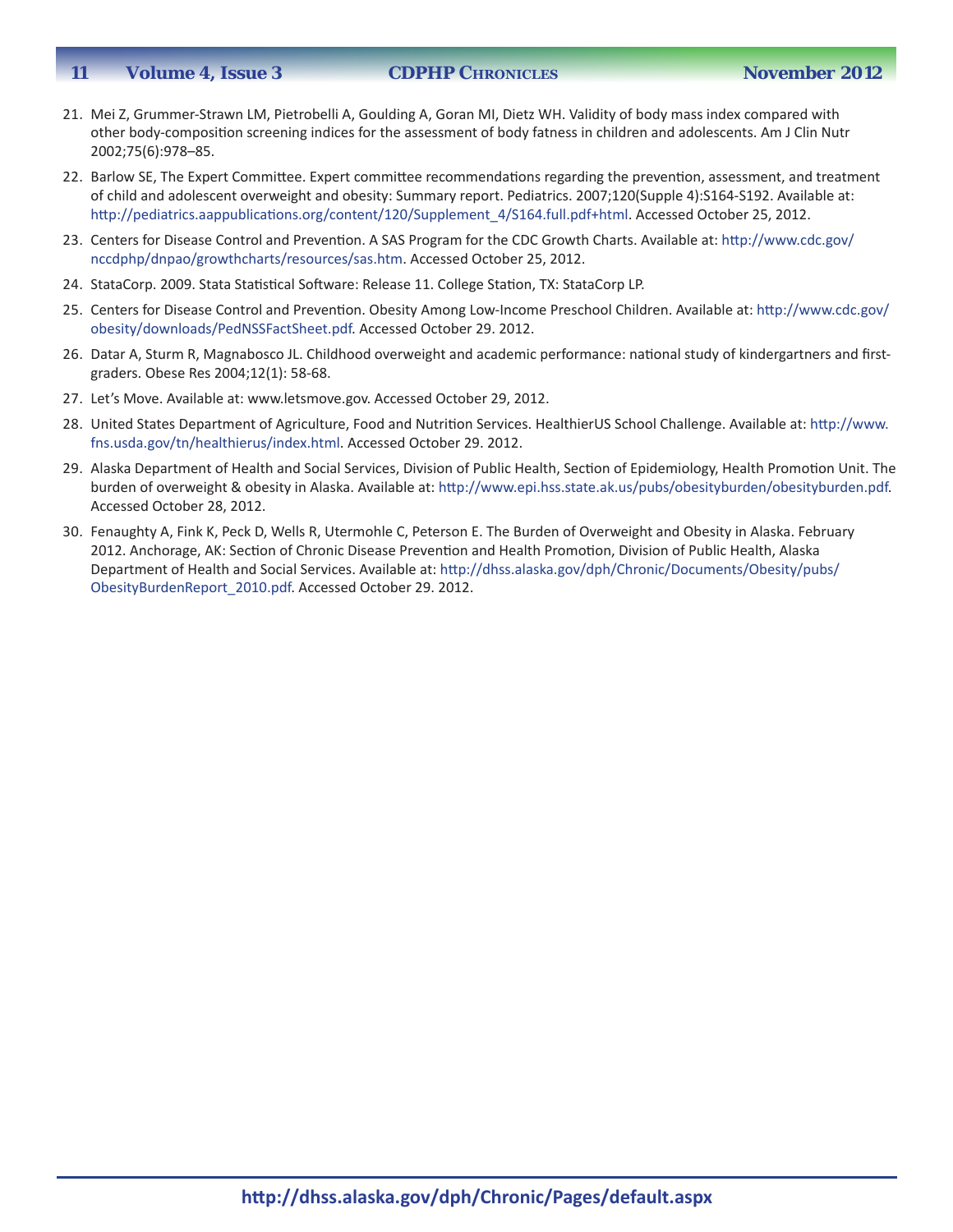21. Mei Z, Grummer-Strawn LM, Pietrobelli A, Goulding A, Goran MI, Dietz WH. Validity of body mass index compared with other body-composition screening indices for the assessment of body fatness in children and adolescents. Am J Clin Nutr 2002;75(6):978–85.
22. Barlow SE, The Expert Committee. Expert committee recommendations regarding the prevention, assessment, and treatment of child and adolescent overweight and obesity: Summary report. Pediatrics. 2007;120(Supple 4):S164-S192. Available at: http://pediatrics.aappublications.org/content/120/Supplement_4/S164.full.pdf+html. Accessed October 25, 2012.
23. Centers for Disease Control and Prevention. A SAS Program for the CDC Growth Charts. Available at: http://www.cdc.gov/nccdphp/dnpao/growthcharts/resources/sas.htm. Accessed October 25, 2012.
24. StataCorp. 2009. Stata Statistical Software: Release 11. College Station, TX: StataCorp LP.
25. Centers for Disease Control and Prevention. Obesity Among Low-Income Preschool Children. Available at: http://www.cdc.gov/obesity/downloads/PedNSSFactSheet.pdf. Accessed October 29. 2012.
26. Datar A, Sturm R, Magnabosco JL. Childhood overweight and academic performance: national study of kindergartners and first-graders. Obese Res 2004;12(1): 58-68.
27. Let's Move. Available at: www.letsmove.gov. Accessed October 29, 2012.
28. United States Department of Agriculture, Food and Nutrition Services. HealthierUS School Challenge. Available at: http://www.fns.usda.gov/tn/healthierus/index.html. Accessed October 29. 2012.
29. Alaska Department of Health and Social Services, Division of Public Health, Section of Epidemiology, Health Promotion Unit. The burden of overweight & obesity in Alaska. Available at: http://www.epi.hss.state.ak.us/pubs/obesityburden/obesityburden.pdf. Accessed October 28, 2012.
30. Fenaughty A, Fink K, Peck D, Wells R, Utermohle C, Peterson E. The Burden of Overweight and Obesity in Alaska. February 2012. Anchorage, AK: Section of Chronic Disease Prevention and Health Promotion, Division of Public Health, Alaska Department of Health and Social Services. Available at: http://dhss.alaska.gov/dph/Chronic/Documents/Obesity/pubs/ObesityBurdenReport_2010.pdf. Accessed October 29. 2012.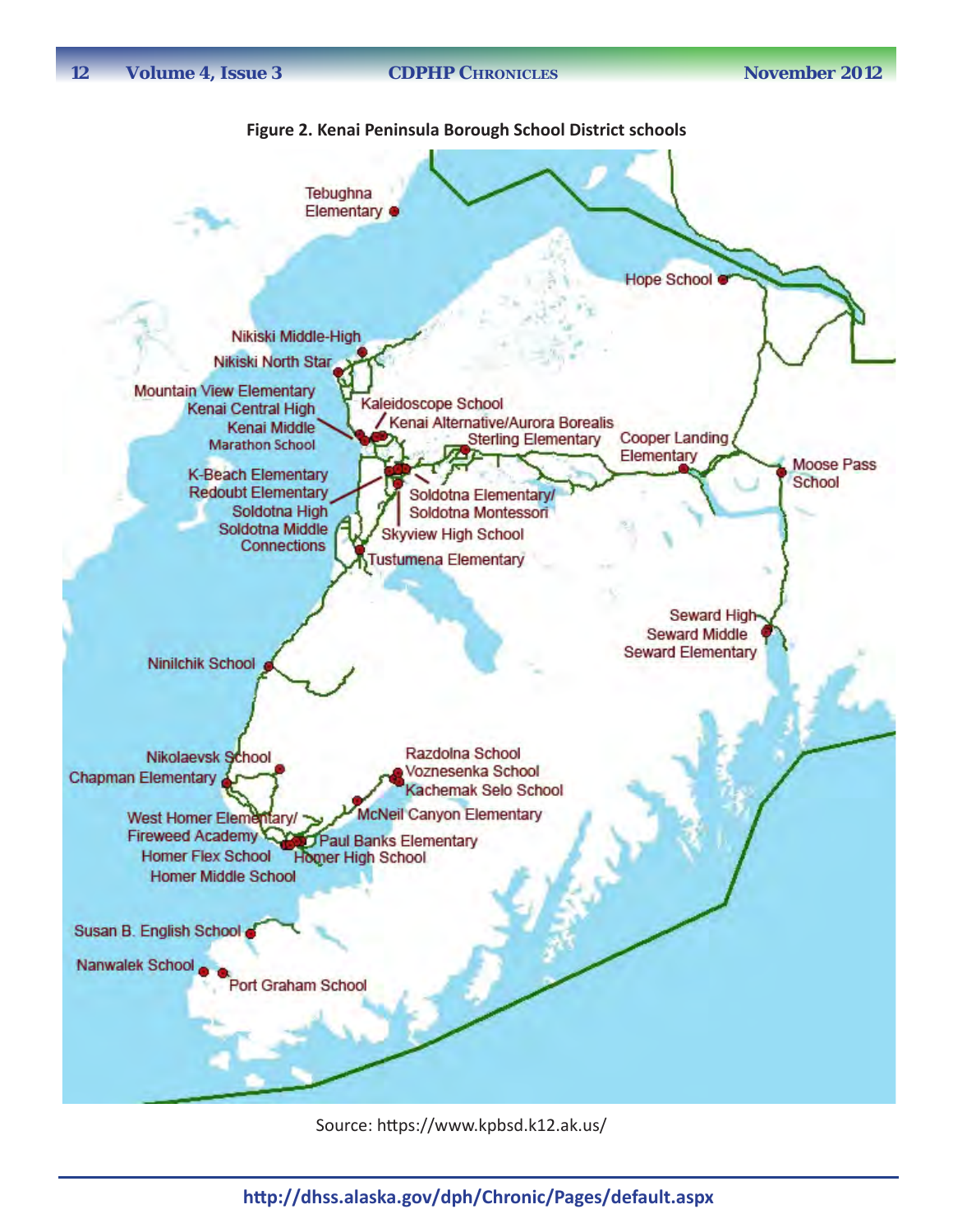**Figure 2. Kenai Peninsula Borough School District schools**

Tebughna Elementary

Hope School

Nikiski Middle-High

Nikiski North Star

Mountain View Elementary

Kenai Central High

Kenai Middle

Marathon School

Kaleidoscope School

Kenai Alternative/Aurora Borealis

Sterling Elementary

Cooper Landing Elementary

Moose Pass School

K-Beach Elementary

Redoubt Elementary

Soldotna High

Soldotna Middle

Connections

Soldotna Elementary/ Soldotna Montessori

Skyview High School

Tustumena Elementary

Seward High

Seward Middle

Seward Elementary

Ninilchik School

Nikolaevsk School

Chapman Elementary

Razdolna School

Voznesenka School

Kachemak Selo School

McNeil Canyon Elementary

West Homer Elementary/ Fireweed Academy

Homer Flex School

Homer Middle School

Paul Banks Elementary

Homer High School

Susan B. English School

Nanwalek School

Port Graham School

Source: https://www.kpbsd.k12.ak.us/